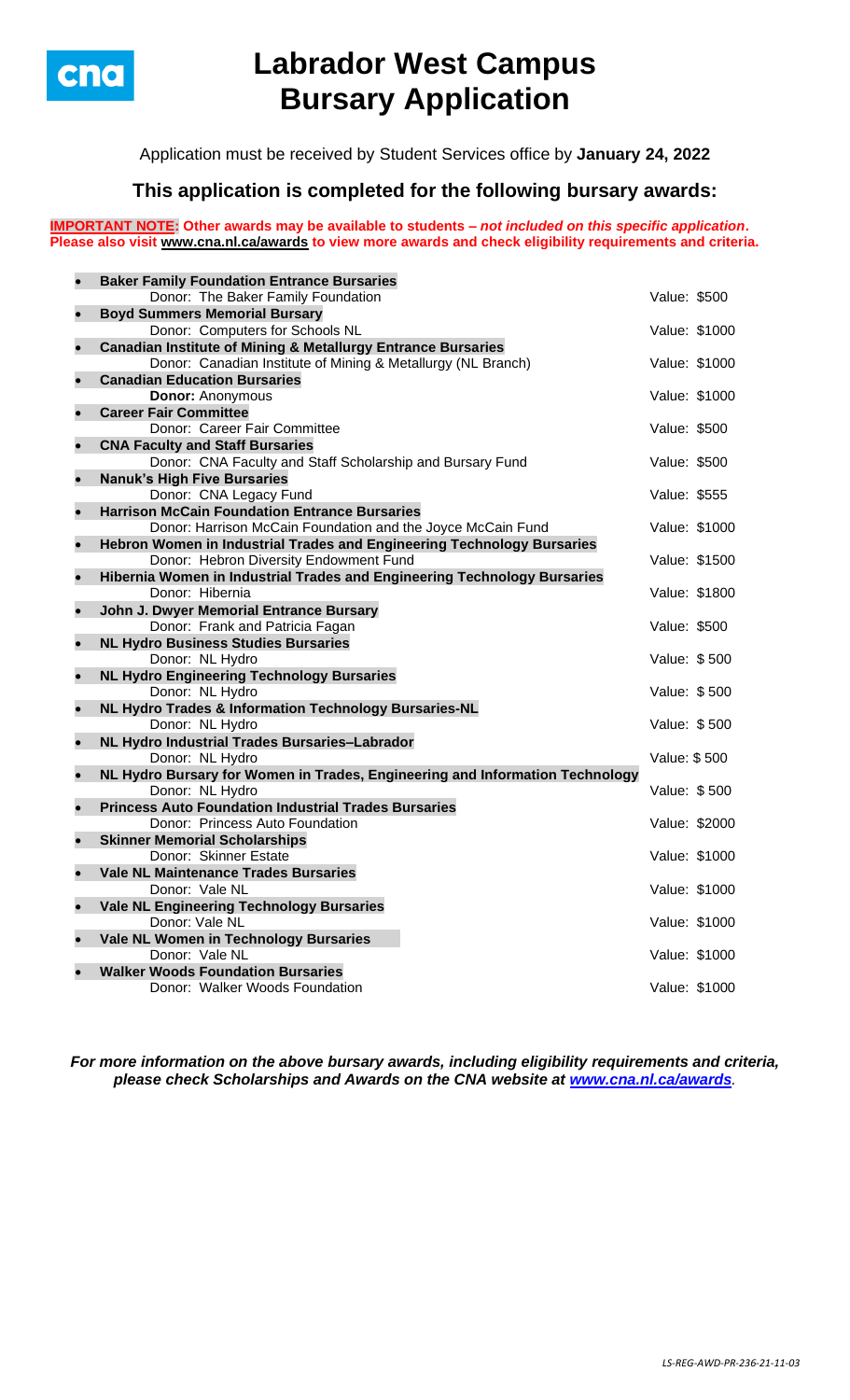# Labrador West Campus Bursary Application

Application must be received by Student Services office by **January 24, 2022**

## This application is completed for the following bursary awards:

**IMPORTANT NOTE: Other awards may be available to students – *not included on this specific application*. Please also visit www.cna.nl.ca/awards to view more awards and check eligibility requirements and criteria.**

- **Baker Family Foundation Entrance Bursaries**
  Donor: The Baker Family Foundation — Value: $500
- **Boyd Summers Memorial Bursary**
  Donor: Computers for Schools NL — Value: $1000
- **Canadian Institute of Mining & Metallurgy Entrance Bursaries**
  Donor: Canadian Institute of Mining & Metallurgy (NL Branch) — Value: $1000
- **Canadian Education Bursaries**
  **Donor:** Anonymous — Value: $1000
- **Career Fair Committee**
  Donor: Career Fair Committee — Value: $500
- **CNA Faculty and Staff Bursaries**
  Donor: CNA Faculty and Staff Scholarship and Bursary Fund — Value: $500
- **Nanuk's High Five Bursaries**
  Donor: CNA Legacy Fund — Value: $555
- **Harrison McCain Foundation Entrance Bursaries**
  Donor: Harrison McCain Foundation and the Joyce McCain Fund — Value: $1000
- **Hebron Women in Industrial Trades and Engineering Technology Bursaries**
  Donor: Hebron Diversity Endowment Fund — Value: $1500
- **Hibernia Women in Industrial Trades and Engineering Technology Bursaries**
  Donor: Hibernia — Value: $1800
- **John J. Dwyer Memorial Entrance Bursary**
  Donor: Frank and Patricia Fagan — Value: $500
- **NL Hydro Business Studies Bursaries**
  Donor: NL Hydro — Value: $ 500
- **NL Hydro Engineering Technology Bursaries**
  Donor: NL Hydro — Value: $ 500
- **NL Hydro Trades & Information Technology Bursaries-NL**
  Donor: NL Hydro — Value: $ 500
- **NL Hydro Industrial Trades Bursaries–Labrador**
  Donor: NL Hydro — Value: $ 500
- **NL Hydro Bursary for Women in Trades, Engineering and Information Technology**
  Donor: NL Hydro — Value: $ 500
- **Princess Auto Foundation Industrial Trades Bursaries**
  Donor: Princess Auto Foundation — Value: $2000
- **Skinner Memorial Scholarships**
  Donor: Skinner Estate — Value: $1000
- **Vale NL Maintenance Trades Bursaries**
  Donor: Vale NL — Value: $1000
- **Vale NL Engineering Technology Bursaries**
  Donor: Vale NL — Value: $1000
- **Vale NL Women in Technology Bursaries**
  Donor: Vale NL — Value: $1000
- **Walker Woods Foundation Bursaries**
  Donor: Walker Woods Foundation — Value: $1000

***For more information on the above bursary awards, including eligibility requirements and criteria, please check Scholarships and Awards on the CNA website at www.cna.nl.ca/awards.***

*LS-REG-AWD-PR-236-21-11-03*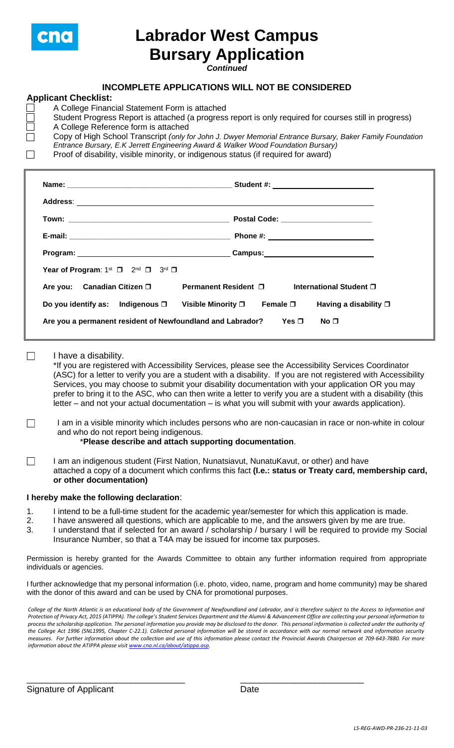# Labrador West Campus Bursary Application

***Continued***

## INCOMPLETE APPLICATIONS WILL NOT BE CONSIDERED

**Applicant Checklist:**

- ☐ A College Financial Statement Form is attached
- ☐ Student Progress Report is attached (a progress report is only required for courses still in progress)
- ☐ A College Reference form is attached
- ☐ Copy of High School Transcript *(only for John J. Dwyer Memorial Entrance Bursary, Baker Family Foundation Entrance Bursary, E.K Jerrett Engineering Award & Walker Wood Foundation Bursary)*
- ☐ Proof of disability, visible minority, or indigenous status (if required for award)

**Name:** ______________________ **Student #:** ______________________

**Address:** ______________________

**Town:** ______________________ **Postal Code:** ______________________

**E-mail:** ______________________ **Phone #:** ______________________

**Program:** ______________________ **Campus:** ______________________

**Year of Program**: 1st ☐ 2nd ☐ 3rd ☐

**Are you: Canadian Citizen ☐ Permanent Resident ☐ International Student ☐**

**Do you identify as: Indigenous ☐ Visible Minority ☐ Female ☐ Having a disability ☐**

**Are you a permanent resident of Newfoundland and Labrador? Yes ☐ No ☐**

☐ I have a disability.

*If you are registered with Accessibility Services, please see the Accessibility Services Coordinator (ASC) for a letter to verify you are a student with a disability. If you are not registered with Accessibility Services, you may choose to submit your disability documentation with your application OR you may prefer to bring it to the ASC, who can then write a letter to verify you are a student with a disability (this letter – and not your actual documentation – is what you will submit with your awards application).

☐ I am in a visible minority which includes persons who are non-caucasian in race or non-white in colour and who do not report being indigenous.

*__Please describe and attach supporting documentation__.

☐ I am an indigenous student (First Nation, Nunatsiavut, NunatuKavut, or other) and have attached a copy of a document which confirms this fact **(I.e.: status or Treaty card, membership card, or other documentation)**

**I hereby make the following declaration**:

1. I intend to be a full-time student for the academic year/semester for which this application is made.
2. I have answered all questions, which are applicable to me, and the answers given by me are true.
3. I understand that if selected for an award / scholarship / bursary I will be required to provide my Social Insurance Number, so that a T4A may be issued for income tax purposes.

Permission is hereby granted for the Awards Committee to obtain any further information required from appropriate individuals or agencies.

I further acknowledge that my personal information (i.e. photo, video, name, program and home community) may be shared with the donor of this award and can be used by CNA for promotional purposes.

*College of the North Atlantic is an educational body of the Government of Newfoundland and Labrador, and is therefore subject to the Access to Information and Protection of Privacy Act, 2015 (ATIPPA). The college's Student Services Department and the Alumni & Advancement Office are collecting your personal information to process the scholarship application. The personal information you provide may be disclosed to the donor. This personal information is collected under the authority of the College Act 1996 (SNL1995, Chapter C-22.1). Collected personal information will be stored in accordance with our normal network and information security measures. For further information about the collection and use of this information please contact the Provincial Awards Chairperson at 709-643-7880. For more information about the ATIPPA please visit www.cna.nl.ca/about/atippa.asp.*

______________________ ______________________

Signature of Applicant Date

*LS-REG-AWD-PR-236-21-11-03*